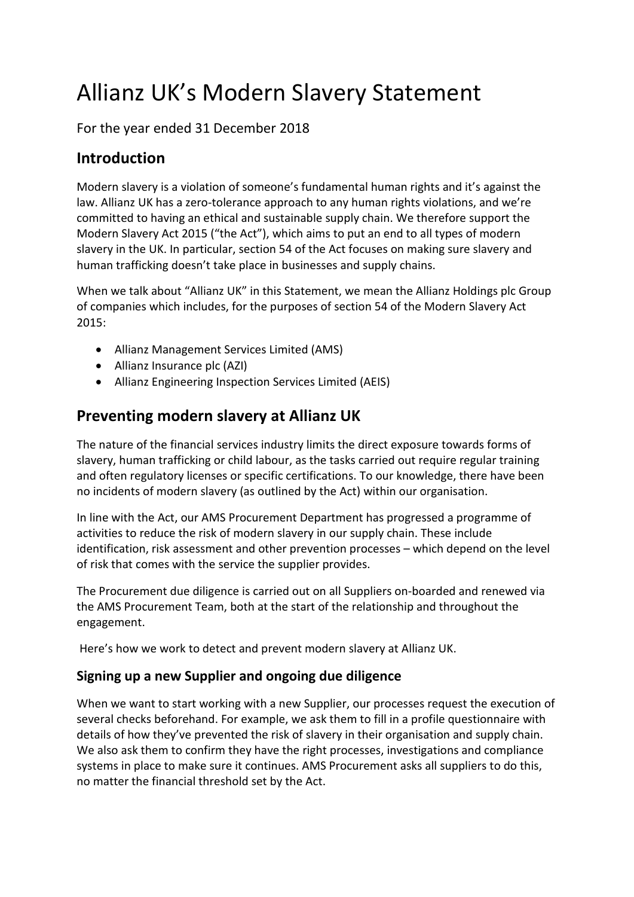# Allianz UK's Modern Slavery Statement

For the year ended 31 December 2018

## Introduction

Modern slavery is a violation of someone's fundamental human rights and it's against the law. Allianz UK has a zero-tolerance approach to any human rights violations, and we're committed to having an ethical and sustainable supply chain. We therefore support the Modern Slavery Act 2015 ("the Act"), which aims to put an end to all types of modern slavery in the UK. In particular, section 54 of the Act focuses on making sure slavery and human trafficking doesn't take place in businesses and supply chains.

When we talk about "Allianz UK" in this Statement, we mean the Allianz Holdings plc Group of companies which includes, for the purposes of section 54 of the Modern Slavery Act 2015:

- Allianz Management Services Limited (AMS)
- Allianz Insurance plc (AZI)
- Allianz Engineering Inspection Services Limited (AEIS)

## Preventing modern slavery at Allianz UK

The nature of the financial services industry limits the direct exposure towards forms of slavery, human trafficking or child labour, as the tasks carried out require regular training and often regulatory licenses or specific certifications. To our knowledge, there have been no incidents of modern slavery (as outlined by the Act) within our organisation.

In line with the Act, our AMS Procurement Department has progressed a programme of activities to reduce the risk of modern slavery in our supply chain. These include identification, risk assessment and other prevention processes – which depend on the level of risk that comes with the service the supplier provides.

The Procurement due diligence is carried out on all Suppliers on-boarded and renewed via the AMS Procurement Team, both at the start of the relationship and throughout the engagement.

Here's how we work to detect and prevent modern slavery at Allianz UK.

### Signing up a new Supplier and ongoing due diligence

When we want to start working with a new Supplier, our processes request the execution of several checks beforehand. For example, we ask them to fill in a profile questionnaire with details of how they've prevented the risk of slavery in their organisation and supply chain. We also ask them to confirm they have the right processes, investigations and compliance systems in place to make sure it continues. AMS Procurement asks all suppliers to do this, no matter the financial threshold set by the Act.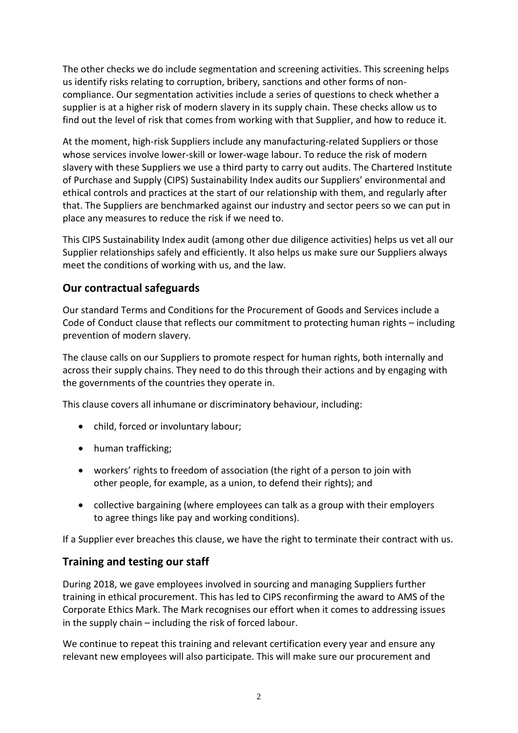The other checks we do include segmentation and screening activities. This screening helps us identify risks relating to corruption, bribery, sanctions and other forms of non-compliance. Our segmentation activities include a series of questions to check whether a supplier is at a higher risk of modern slavery in its supply chain. These checks allow us to find out the level of risk that comes from working with that Supplier, and how to reduce it.

At the moment, high-risk Suppliers include any manufacturing-related Suppliers or those whose services involve lower-skill or lower-wage labour. To reduce the risk of modern slavery with these Suppliers we use a third party to carry out audits. The Chartered Institute of Purchase and Supply (CIPS) Sustainability Index audits our Suppliers' environmental and ethical controls and practices at the start of our relationship with them, and regularly after that. The Suppliers are benchmarked against our industry and sector peers so we can put in place any measures to reduce the risk if we need to.

This CIPS Sustainability Index audit (among other due diligence activities) helps us vet all our Supplier relationships safely and efficiently. It also helps us make sure our Suppliers always meet the conditions of working with us, and the law.

## Our contractual safeguards

Our standard Terms and Conditions for the Procurement of Goods and Services include a Code of Conduct clause that reflects our commitment to protecting human rights – including prevention of modern slavery.

The clause calls on our Suppliers to promote respect for human rights, both internally and across their supply chains. They need to do this through their actions and by engaging with the governments of the countries they operate in.

This clause covers all inhumane or discriminatory behaviour, including:

- child, forced or involuntary labour;
- human trafficking;
- workers' rights to freedom of association (the right of a person to join with other people, for example, as a union, to defend their rights); and
- collective bargaining (where employees can talk as a group with their employers to agree things like pay and working conditions).

If a Supplier ever breaches this clause, we have the right to terminate their contract with us.

## Training and testing our staff

During 2018, we gave employees involved in sourcing and managing Suppliers further training in ethical procurement. This has led to CIPS reconfirming the award to AMS of the Corporate Ethics Mark. The Mark recognises our effort when it comes to addressing issues in the supply chain – including the risk of forced labour.

We continue to repeat this training and relevant certification every year and ensure any relevant new employees will also participate. This will make sure our procurement and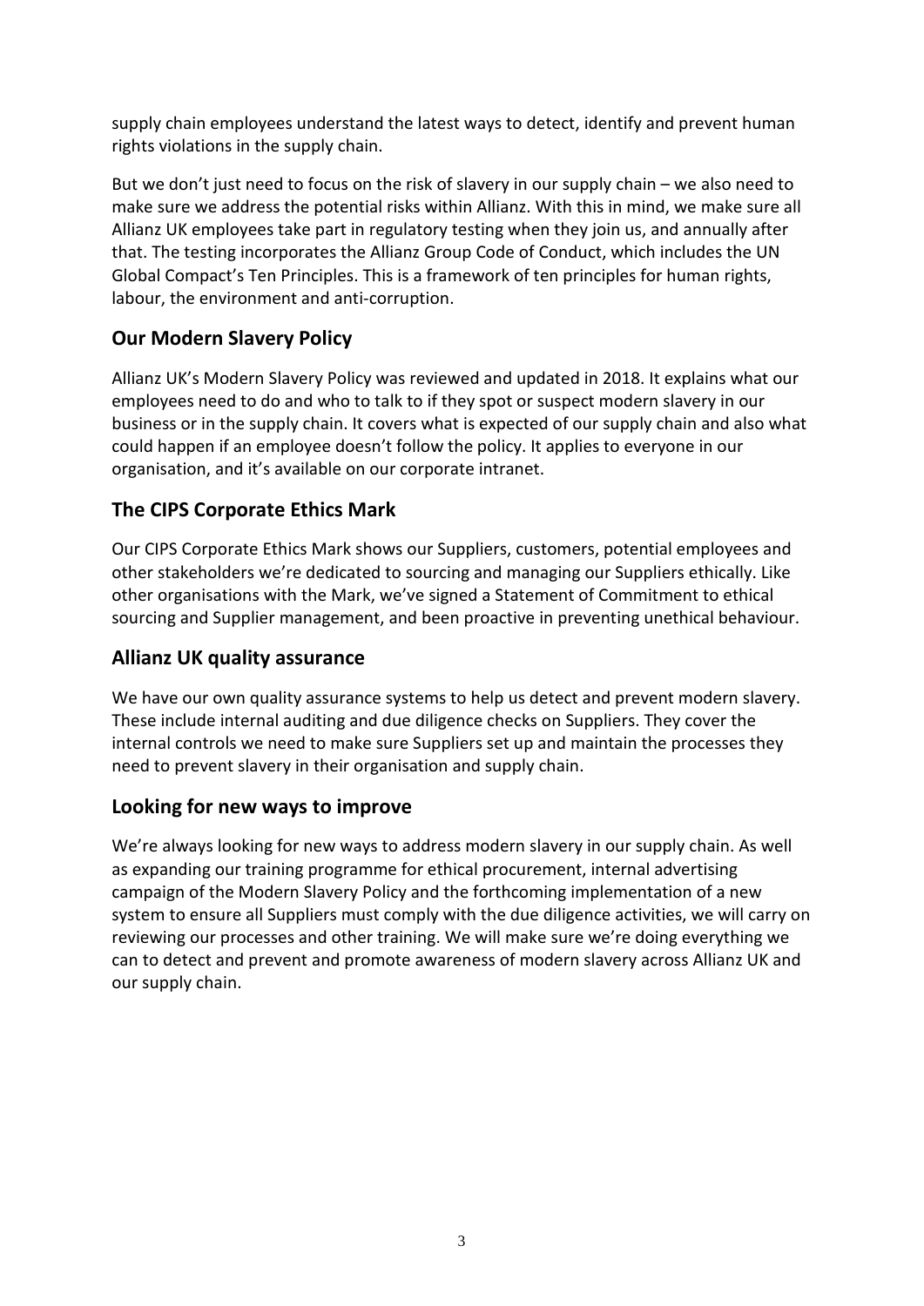supply chain employees understand the latest ways to detect, identify and prevent human rights violations in the supply chain.

But we don't just need to focus on the risk of slavery in our supply chain – we also need to make sure we address the potential risks within Allianz. With this in mind, we make sure all Allianz UK employees take part in regulatory testing when they join us, and annually after that. The testing incorporates the Allianz Group Code of Conduct, which includes the UN Global Compact's Ten Principles. This is a framework of ten principles for human rights, labour, the environment and anti-corruption.

## Our Modern Slavery Policy

Allianz UK's Modern Slavery Policy was reviewed and updated in 2018. It explains what our employees need to do and who to talk to if they spot or suspect modern slavery in our business or in the supply chain. It covers what is expected of our supply chain and also what could happen if an employee doesn't follow the policy. It applies to everyone in our organisation, and it's available on our corporate intranet.

## The CIPS Corporate Ethics Mark

Our CIPS Corporate Ethics Mark shows our Suppliers, customers, potential employees and other stakeholders we're dedicated to sourcing and managing our Suppliers ethically. Like other organisations with the Mark, we've signed a Statement of Commitment to ethical sourcing and Supplier management, and been proactive in preventing unethical behaviour.

## Allianz UK quality assurance

We have our own quality assurance systems to help us detect and prevent modern slavery. These include internal auditing and due diligence checks on Suppliers. They cover the internal controls we need to make sure Suppliers set up and maintain the processes they need to prevent slavery in their organisation and supply chain.

## Looking for new ways to improve

We're always looking for new ways to address modern slavery in our supply chain. As well as expanding our training programme for ethical procurement, internal advertising campaign of the Modern Slavery Policy and the forthcoming implementation of a new system to ensure all Suppliers must comply with the due diligence activities, we will carry on reviewing our processes and other training. We will make sure we're doing everything we can to detect and prevent and promote awareness of modern slavery across Allianz UK and our supply chain.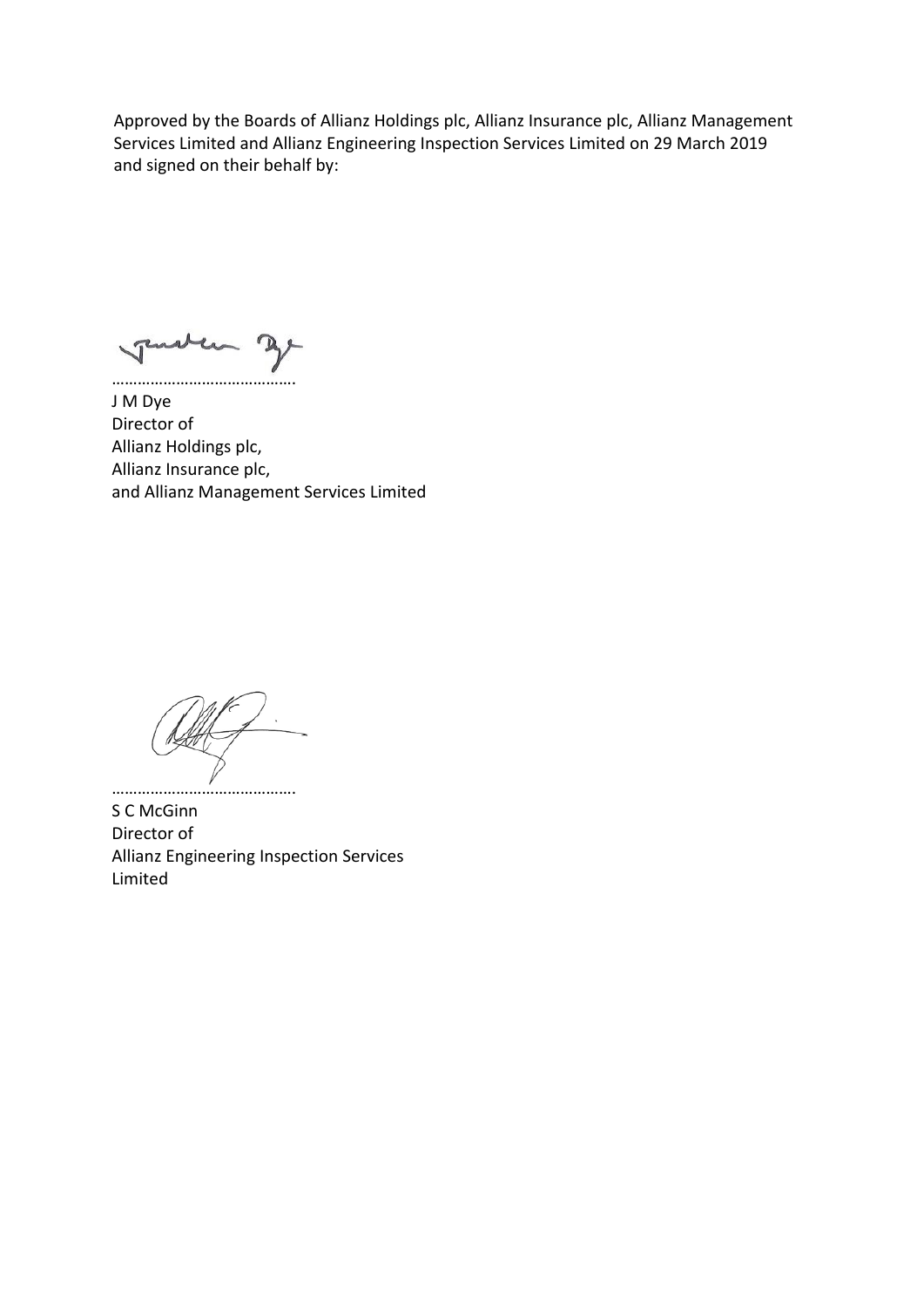Approved by the Boards of Allianz Holdings plc, Allianz Insurance plc, Allianz Management Services Limited and Allianz Engineering Inspection Services Limited on 29 March 2019 and signed on their behalf by:

…………………………………….

J M Dye
Director of
Allianz Holdings plc,
Allianz Insurance plc,
and Allianz Management Services Limited

…………………………………….

S C McGinn
Director of
Allianz Engineering Inspection Services Limited